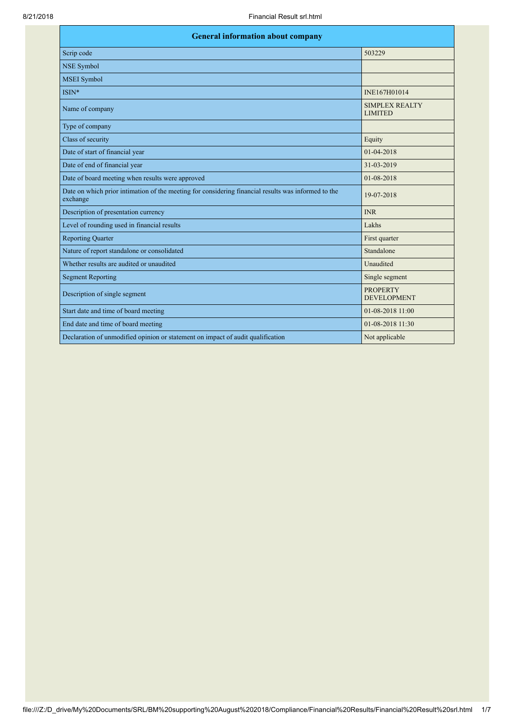| General information about company | |
|---|---|
| Scrip code | 503229 |
| NSE Symbol | |
| MSEI Symbol | |
| ISIN* | INE167H01014 |
| Name of company | SIMPLEX REALTY LIMITED |
| Type of company | |
| Class of security | Equity |
| Date of start of financial year | 01-04-2018 |
| Date of end of financial year | 31-03-2019 |
| Date of board meeting when results were approved | 01-08-2018 |
| Date on which prior intimation of the meeting for considering financial results was informed to the exchange | 19-07-2018 |
| Description of presentation currency | INR |
| Level of rounding used in financial results | Lakhs |
| Reporting Quarter | First quarter |
| Nature of report standalone or consolidated | Standalone |
| Whether results are audited or unaudited | Unaudited |
| Segment Reporting | Single segment |
| Description of single segment | PROPERTY DEVELOPMENT |
| Start date and time of board meeting | 01-08-2018 11:00 |
| End date and time of board meeting | 01-08-2018 11:30 |
| Declaration of unmodified opinion or statement on impact of audit qualification | Not applicable |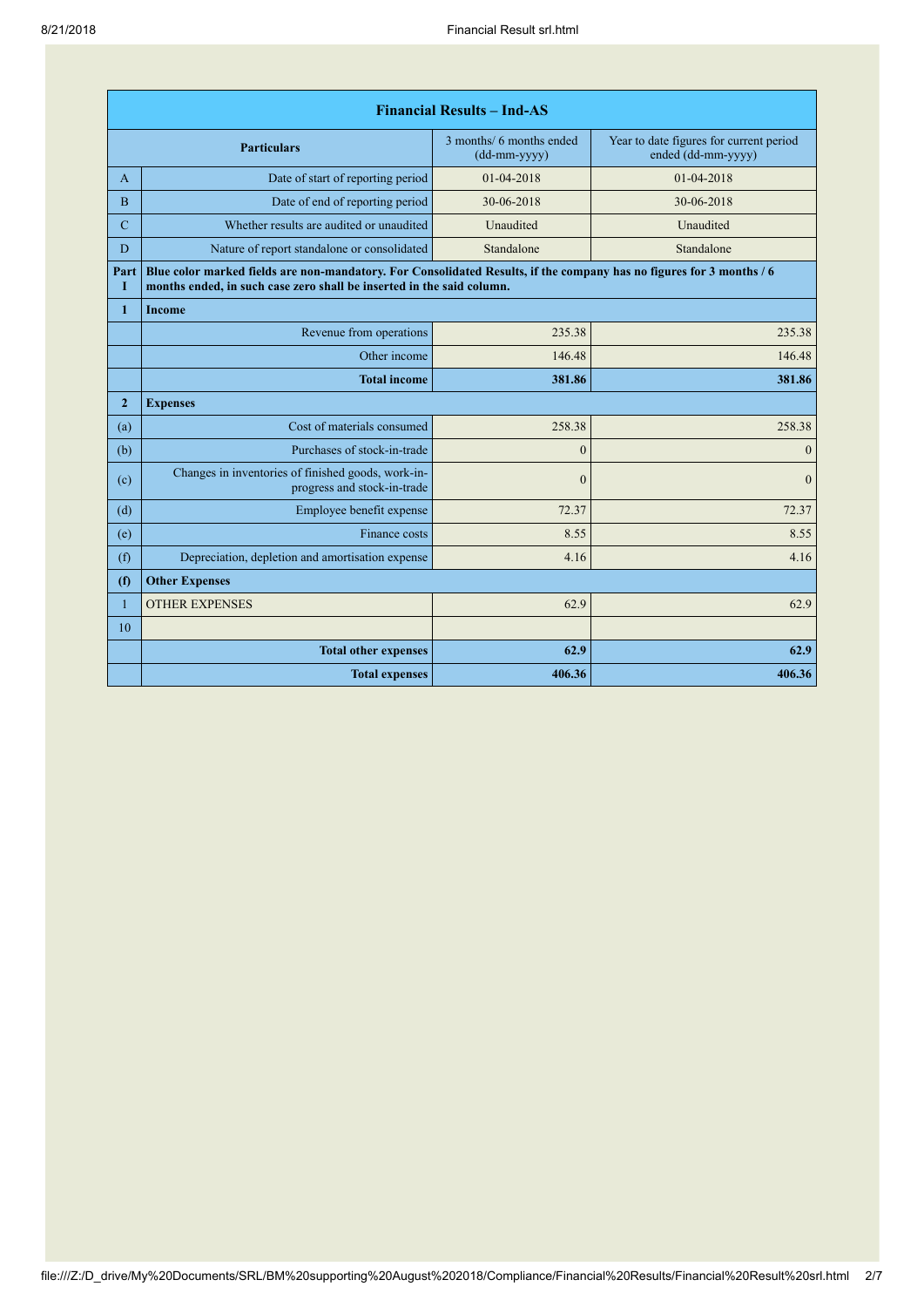| Financial Results – Ind-AS | | | |
|---|---|---|---|
| | **Particulars** | 3 months/ 6 months ended (dd-mm-yyyy) | Year to date figures for current period ended (dd-mm-yyyy) |
| A | Date of start of reporting period | 01-04-2018 | 01-04-2018 |
| B | Date of end of reporting period | 30-06-2018 | 30-06-2018 |
| C | Whether results are audited or unaudited | Unaudited | Unaudited |
| D | Nature of report standalone or consolidated | Standalone | Standalone |
| **Part I** | **Blue color marked fields are non-mandatory. For Consolidated Results, if the company has no figures for 3 months / 6 months ended, in such case zero shall be inserted in the said column.** | | |
| **1** | **Income** | | |
| | Revenue from operations | 235.38 | 235.38 |
| | Other income | 146.48 | 146.48 |
| | **Total income** | **381.86** | **381.86** |
| **2** | **Expenses** | | |
| (a) | Cost of materials consumed | 258.38 | 258.38 |
| (b) | Purchases of stock-in-trade | 0 | 0 |
| (c) | Changes in inventories of finished goods, work-in-progress and stock-in-trade | 0 | 0 |
| (d) | Employee benefit expense | 72.37 | 72.37 |
| (e) | Finance costs | 8.55 | 8.55 |
| (f) | Depreciation, depletion and amortisation expense | 4.16 | 4.16 |
| **(f)** | **Other Expenses** | | |
| 1 | OTHER EXPENSES | 62.9 | 62.9 |
| 10 | | | |
| | **Total other expenses** | **62.9** | **62.9** |
| | **Total expenses** | **406.36** | **406.36** |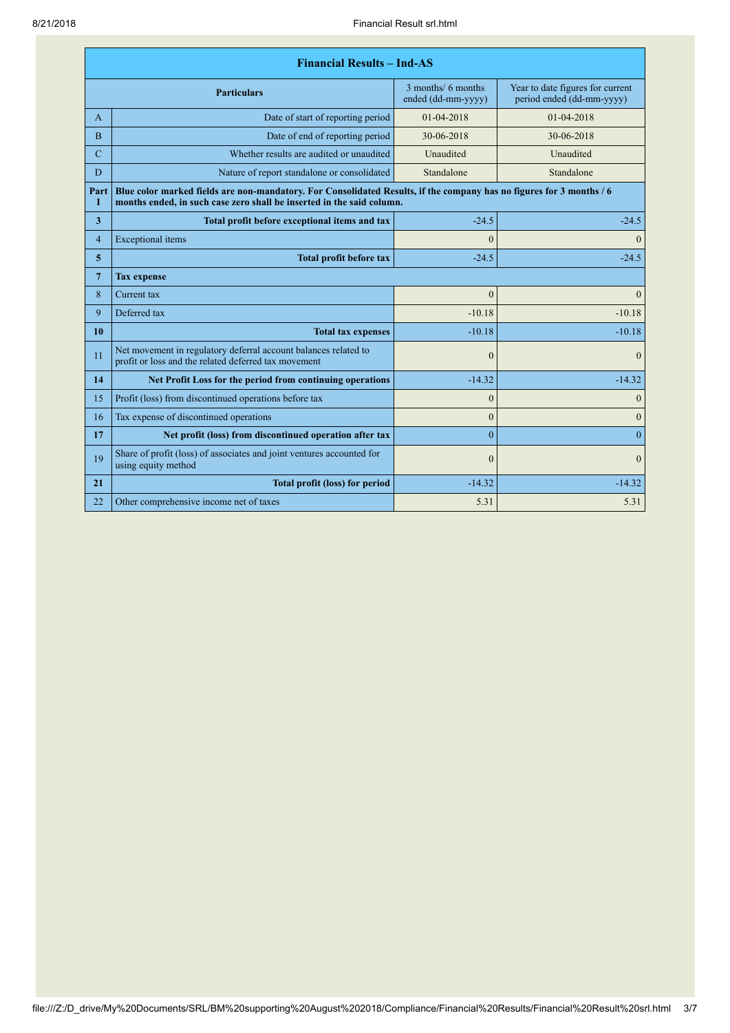| Financial Results – Ind-AS | | | |
|---|---|---|---|
| | **Particulars** | 3 months/ 6 months ended (dd-mm-yyyy) | Year to date figures for current period ended (dd-mm-yyyy) |
| A | Date of start of reporting period | 01-04-2018 | 01-04-2018 |
| B | Date of end of reporting period | 30-06-2018 | 30-06-2018 |
| C | Whether results are audited or unaudited | Unaudited | Unaudited |
| D | Nature of report standalone or consolidated | Standalone | Standalone |
| **Part I** | **Blue color marked fields are non-mandatory. For Consolidated Results, if the company has no figures for 3 months / 6 months ended, in such case zero shall be inserted in the said column.** | | |
| **3** | **Total profit before exceptional items and tax** | -24.5 | -24.5 |
| 4 | Exceptional items | 0 | 0 |
| **5** | **Total profit before tax** | -24.5 | -24.5 |
| **7** | **Tax expense** | | |
| 8 | Current tax | 0 | 0 |
| 9 | Deferred tax | -10.18 | -10.18 |
| **10** | **Total tax expenses** | -10.18 | -10.18 |
| 11 | Net movement in regulatory deferral account balances related to profit or loss and the related deferred tax movement | 0 | 0 |
| **14** | **Net Profit Loss for the period from continuing operations** | -14.32 | -14.32 |
| 15 | Profit (loss) from discontinued operations before tax | 0 | 0 |
| 16 | Tax expense of discontinued operations | 0 | 0 |
| **17** | **Net profit (loss) from discontinued operation after tax** | 0 | 0 |
| 19 | Share of profit (loss) of associates and joint ventures accounted for using equity method | 0 | 0 |
| **21** | **Total profit (loss) for period** | -14.32 | -14.32 |
| 22 | Other comprehensive income net of taxes | 5.31 | 5.31 |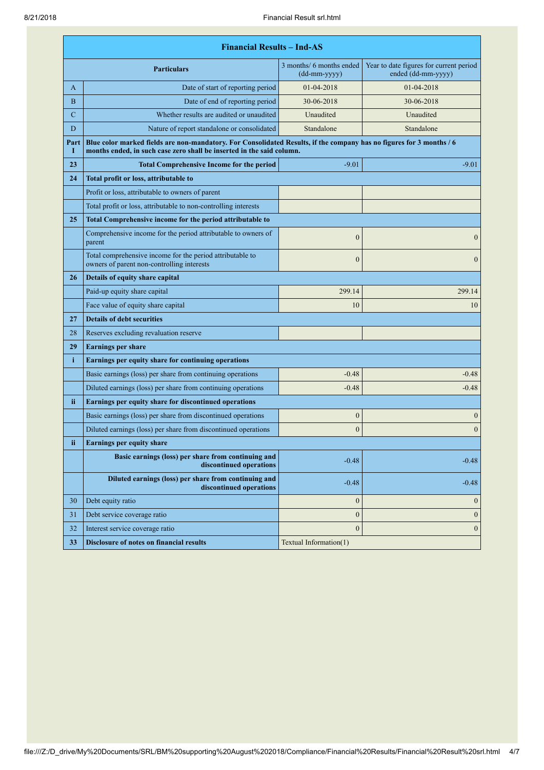| Financial Results – Ind-AS | | | |
|---|---|---|---|
| | **Particulars** | 3 months/ 6 months ended (dd-mm-yyyy) | Year to date figures for current period ended (dd-mm-yyyy) |
| A | Date of start of reporting period | 01-04-2018 | 01-04-2018 |
| B | Date of end of reporting period | 30-06-2018 | 30-06-2018 |
| C | Whether results are audited or unaudited | Unaudited | Unaudited |
| D | Nature of report standalone or consolidated | Standalone | Standalone |
| **Part I** | **Blue color marked fields are non-mandatory. For Consolidated Results, if the company has no figures for 3 months / 6 months ended, in such case zero shall be inserted in the said column.** | | |
| **23** | **Total Comprehensive Income for the period** | -9.01 | -9.01 |
| **24** | **Total profit or loss, attributable to** | | |
| | Profit or loss, attributable to owners of parent | | |
| | Total profit or loss, attributable to non-controlling interests | | |
| **25** | **Total Comprehensive income for the period attributable to** | | |
| | Comprehensive income for the period attributable to owners of parent | 0 | 0 |
| | Total comprehensive income for the period attributable to owners of parent non-controlling interests | 0 | 0 |
| **26** | **Details of equity share capital** | | |
| | Paid-up equity share capital | 299.14 | 299.14 |
| | Face value of equity share capital | 10 | 10 |
| **27** | **Details of debt securities** | | |
| 28 | Reserves excluding revaluation reserve | | |
| **29** | **Earnings per share** | | |
| **i** | **Earnings per equity share for continuing operations** | | |
| | Basic earnings (loss) per share from continuing operations | -0.48 | -0.48 |
| | Diluted earnings (loss) per share from continuing operations | -0.48 | -0.48 |
| **ii** | **Earnings per equity share for discontinued operations** | | |
| | Basic earnings (loss) per share from discontinued operations | 0 | 0 |
| | Diluted earnings (loss) per share from discontinued operations | 0 | 0 |
| **ii** | **Earnings per equity share** | | |
| | **Basic earnings (loss) per share from continuing and discontinued operations** | -0.48 | -0.48 |
| | **Diluted earnings (loss) per share from continuing and discontinued operations** | -0.48 | -0.48 |
| 30 | Debt equity ratio | 0 | 0 |
| 31 | Debt service coverage ratio | 0 | 0 |
| 32 | Interest service coverage ratio | 0 | 0 |
| **33** | **Disclosure of notes on financial results** | Textual Information(1) | |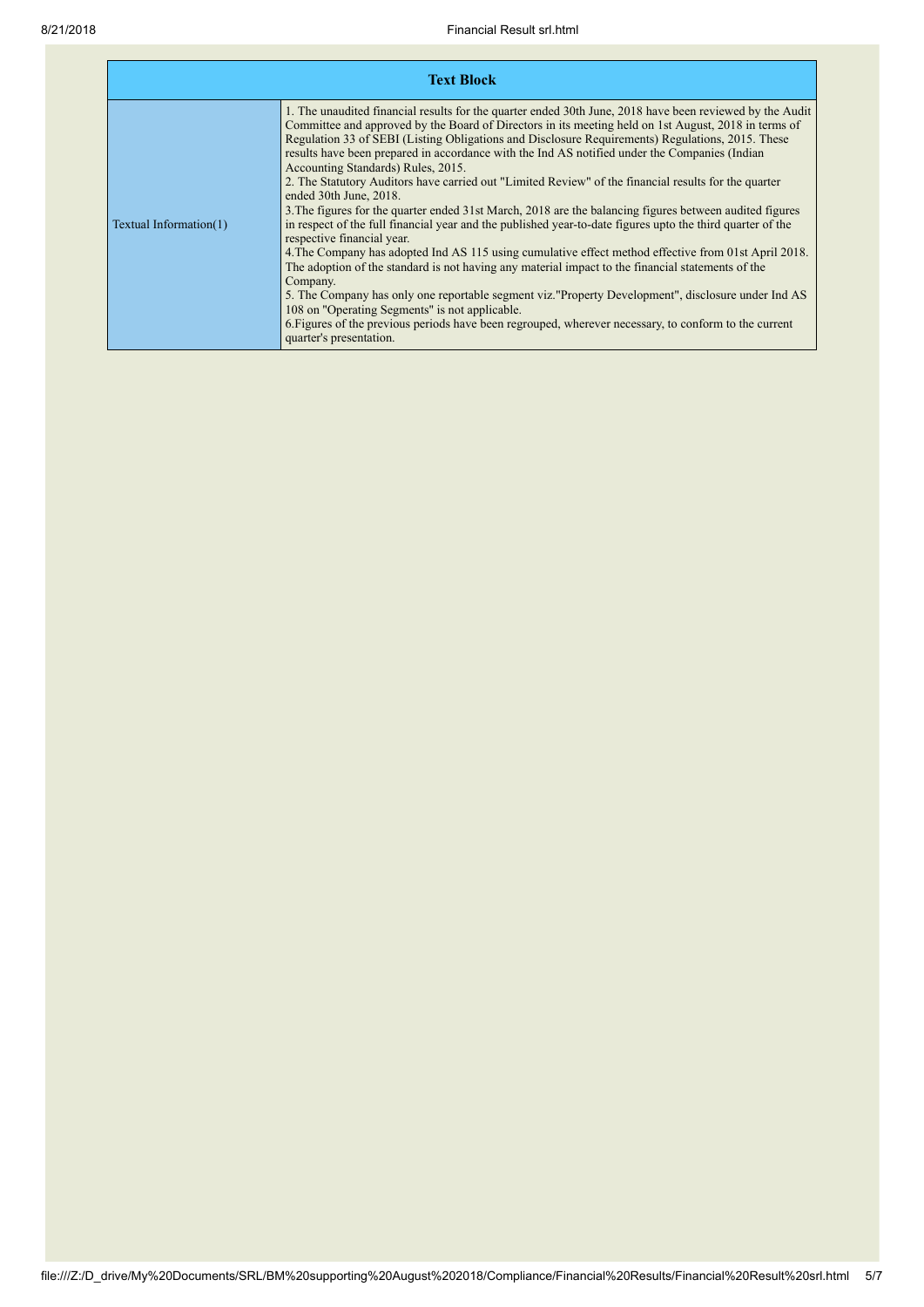| Text Block | |
|---|---|
| Textual Information(1) | 1. The unaudited financial results for the quarter ended 30th June, 2018 have been reviewed by the Audit Committee and approved by the Board of Directors in its meeting held on 1st August, 2018 in terms of Regulation 33 of SEBI (Listing Obligations and Disclosure Requirements) Regulations, 2015. These results have been prepared in accordance with the Ind AS notified under the Companies (Indian Accounting Standards) Rules, 2015.<br>2. The Statutory Auditors have carried out "Limited Review" of the financial results for the quarter ended 30th June, 2018.<br>3.The figures for the quarter ended 31st March, 2018 are the balancing figures between audited figures in respect of the full financial year and the published year-to-date figures upto the third quarter of the respective financial year.<br>4.The Company has adopted Ind AS 115 using cumulative effect method effective from 01st April 2018. The adoption of the standard is not having any material impact to the financial statements of the Company.<br>5. The Company has only one reportable segment viz."Property Development", disclosure under Ind AS 108 on "Operating Segments" is not applicable.<br>6.Figures of the previous periods have been regrouped, wherever necessary, to conform to the current quarter's presentation. |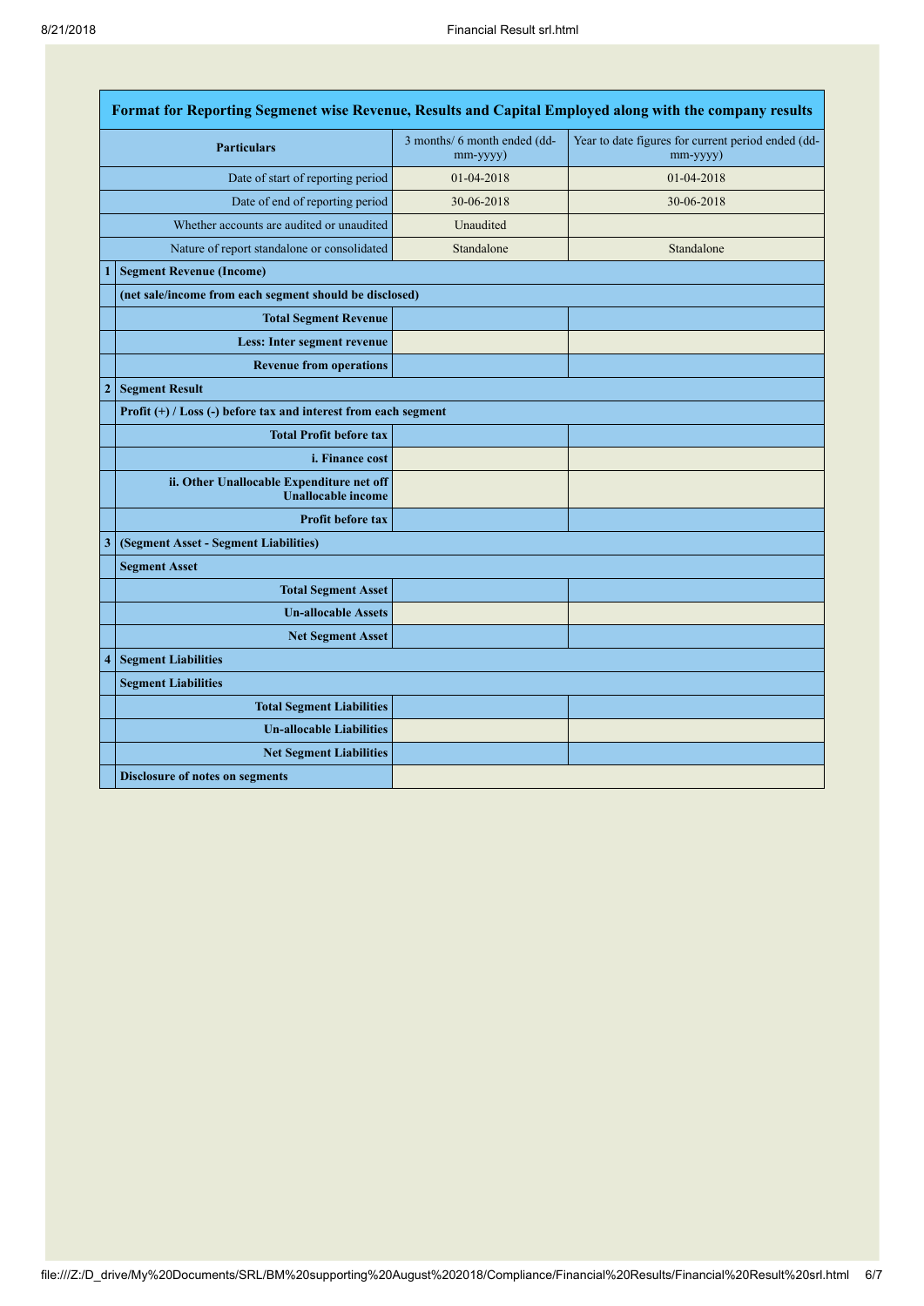| | Format for Reporting Segmenet wise Revenue, Results and Capital Employed along with the company results | | |
|---|---|---|---|
| | **Particulars** | 3 months/ 6 month ended (dd-mm-yyyy) | Year to date figures for current period ended (dd-mm-yyyy) |
| | Date of start of reporting period | 01-04-2018 | 01-04-2018 |
| | Date of end of reporting period | 30-06-2018 | 30-06-2018 |
| | Whether accounts are audited or unaudited | Unaudited | |
| | Nature of report standalone or consolidated | Standalone | Standalone |
| **1** | **Segment Revenue (Income)** | | |
| | **(net sale/income from each segment should be disclosed)** | | |
| | **Total Segment Revenue** | | |
| | **Less: Inter segment revenue** | | |
| | **Revenue from operations** | | |
| **2** | **Segment Result** | | |
| | **Profit (+) / Loss (-) before tax and interest from each segment** | | |
| | **Total Profit before tax** | | |
| | **i. Finance cost** | | |
| | **ii. Other Unallocable Expenditure net off Unallocable income** | | |
| | **Profit before tax** | | |
| **3** | **(Segment Asset - Segment Liabilities)** | | |
| | **Segment Asset** | | |
| | **Total Segment Asset** | | |
| | **Un-allocable Assets** | | |
| | **Net Segment Asset** | | |
| **4** | **Segment Liabilities** | | |
| | **Segment Liabilities** | | |
| | **Total Segment Liabilities** | | |
| | **Un-allocable Liabilities** | | |
| | **Net Segment Liabilities** | | |
| | **Disclosure of notes on segments** | | |